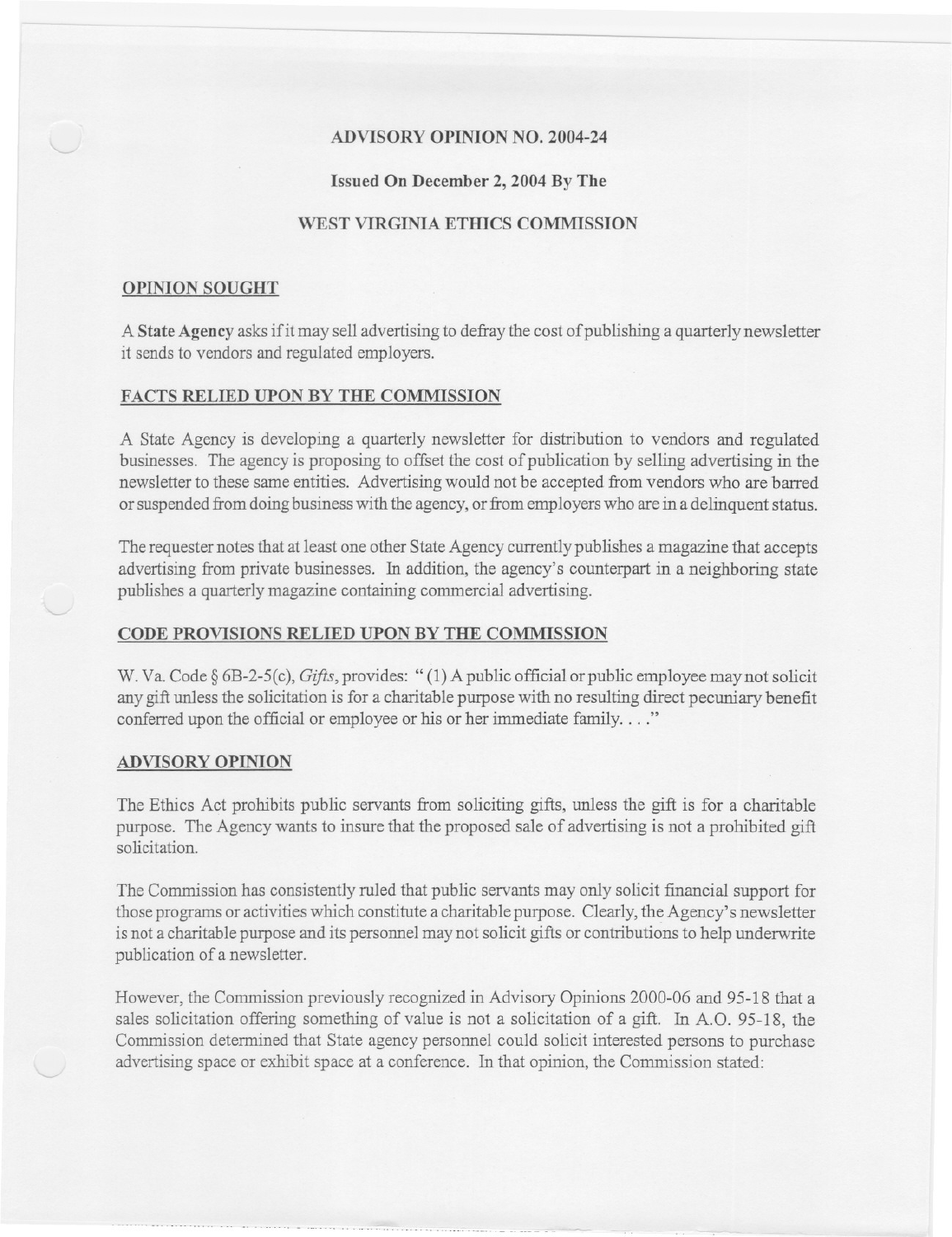# ADVISORY OPINION NO. 2004-24

**Issued On December 2, 2004 By The**

**WEST VIRGINIA ETHICS COMMISSION**

## OPINION SOUGHT

A **State Agency** asks if it may sell advertising to defray the cost of publishing a quarterly newsletter it sends to vendors and regulated employers.

## FACTS RELIED UPON BY THE COMMISSION

A State Agency is developing a quarterly newsletter for distribution to vendors and regulated businesses. The agency is proposing to offset the cost of publication by selling advertising in the newsletter to these same entities. Advertising would not be accepted from vendors who are barred or suspended from doing business with the agency, or from employers who are in a delinquent status.

The requester notes that at least one other State Agency currently publishes a magazine that accepts advertising from private businesses. In addition, the agency's counterpart in a neighboring state publishes a quarterly magazine containing commercial advertising.

## CODE PROVISIONS RELIED UPON BY THE COMMISSION

W. Va. Code § 6B-2-5(c), *Gifts*, provides: " (1) A public official or public employee may not solicit any gift unless the solicitation is for a charitable purpose with no resulting direct pecuniary benefit conferred upon the official or employee or his or her immediate family. . . ."

## ADVISORY OPINION

The Ethics Act prohibits public servants from soliciting gifts, unless the gift is for a charitable purpose. The Agency wants to insure that the proposed sale of advertising is not a prohibited gift solicitation.

The Commission has consistently ruled that public servants may only solicit financial support for those programs or activities which constitute a charitable purpose. Clearly, the Agency's newsletter is not a charitable purpose and its personnel may not solicit gifts or contributions to help underwrite publication of a newsletter.

However, the Commission previously recognized in Advisory Opinions 2000-06 and 95-18 that a sales solicitation offering something of value is not a solicitation of a gift. In A.O. 95-18, the Commission determined that State agency personnel could solicit interested persons to purchase advertising space or exhibit space at a conference. In that opinion, the Commission stated: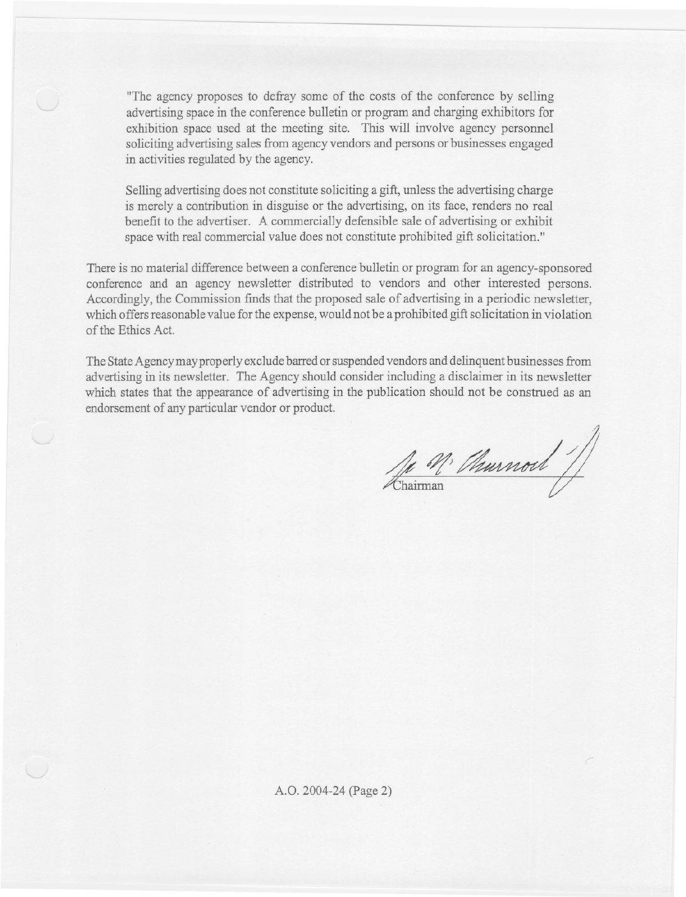> "The agency proposes to defray some of the costs of the conference by selling advertising space in the conference bulletin or program and charging exhibitors for exhibition space used at the meeting site. This will involve agency personnel soliciting advertising sales from agency vendors and persons or businesses engaged in activities regulated by the agency.
>
> Selling advertising does not constitute soliciting a gift, unless the advertising charge is merely a contribution in disguise or the advertising, on its face, renders no real benefit to the advertiser. A commercially defensible sale of advertising or exhibit space with real commercial value does not constitute prohibited gift solicitation."

There is no material difference between a conference bulletin or program for an agency-sponsored conference and an agency newsletter distributed to vendors and other interested persons. Accordingly, the Commission finds that the proposed sale of advertising in a periodic newsletter, which offers reasonable value for the expense, would not be a prohibited gift solicitation in violation of the Ethics Act.

The State Agency may properly exclude barred or suspended vendors and delinquent businesses from advertising in its newsletter. The Agency should consider including a disclaimer in its newsletter which states that the appearance of advertising in the publication should not be construed as an endorsement of any particular vendor or product.

Chairman

A.O. 2004-24 (Page 2)